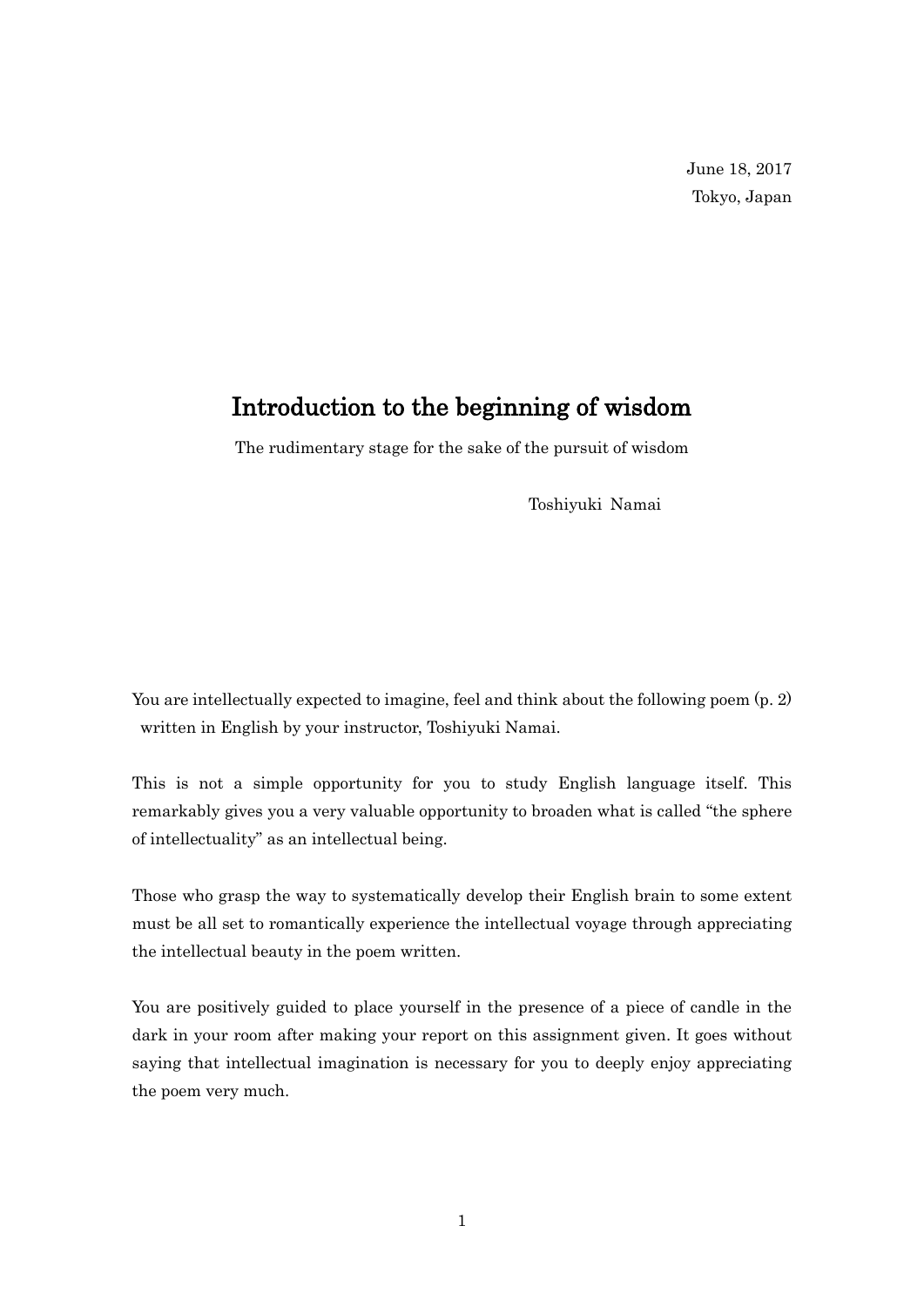June 18, 2017
Tokyo, Japan

# Introduction to the beginning of wisdom

The rudimentary stage for the sake of the pursuit of wisdom

Toshiyuki Namai

You are intellectually expected to imagine, feel and think about the following poem (p. 2) written in English by your instructor, Toshiyuki Namai.

This is not a simple opportunity for you to study English language itself. This remarkably gives you a very valuable opportunity to broaden what is called "the sphere of intellectuality" as an intellectual being.

Those who grasp the way to systematically develop their English brain to some extent must be all set to romantically experience the intellectual voyage through appreciating the intellectual beauty in the poem written.

You are positively guided to place yourself in the presence of a piece of candle in the dark in your room after making your report on this assignment given. It goes without saying that intellectual imagination is necessary for you to deeply enjoy appreciating the poem very much.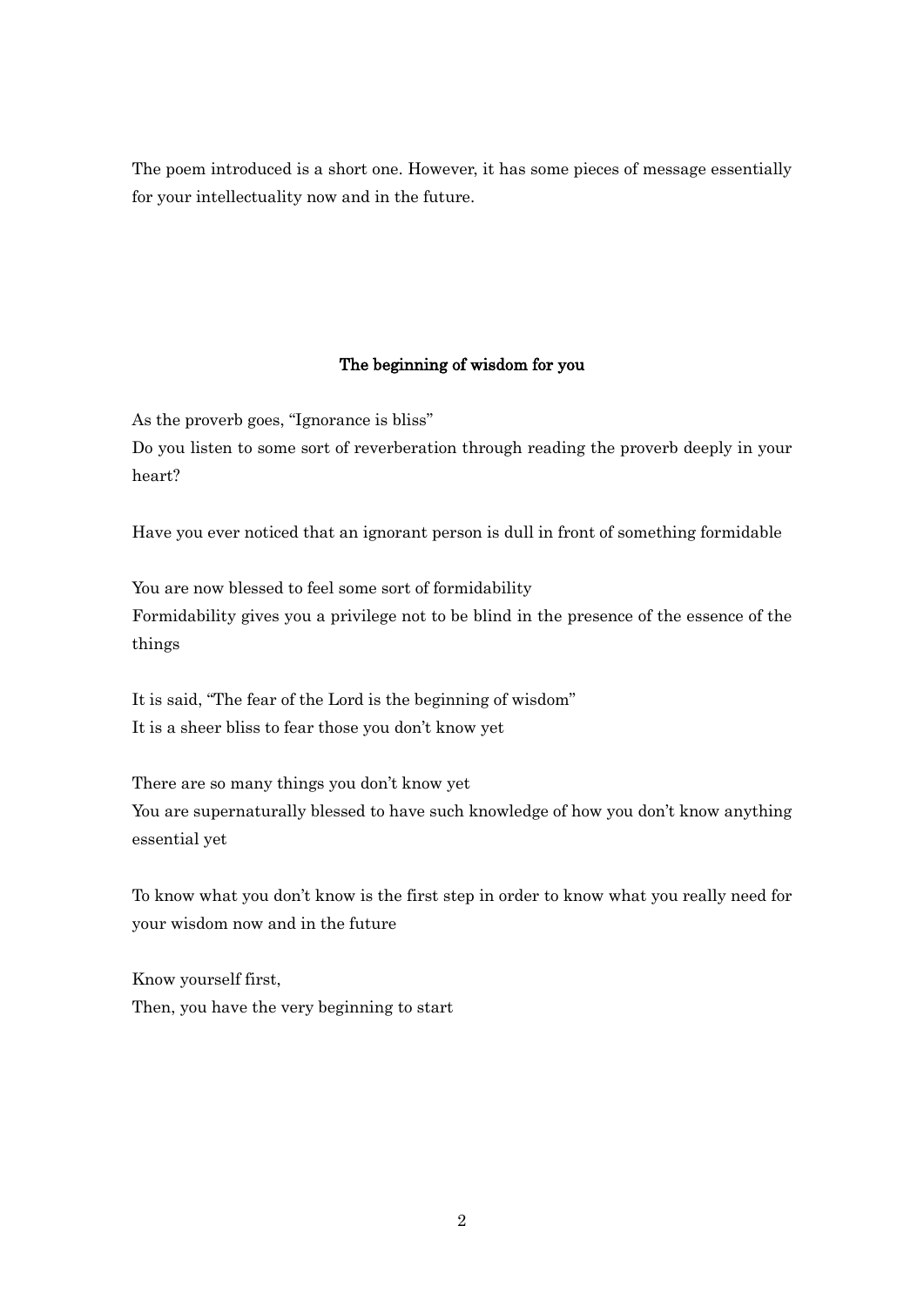The poem introduced is a short one. However, it has some pieces of message essentially for your intellectuality now and in the future.

## The beginning of wisdom for you

As the proverb goes, "Ignorance is bliss"
Do you listen to some sort of reverberation through reading the proverb deeply in your heart?

Have you ever noticed that an ignorant person is dull in front of something formidable

You are now blessed to feel some sort of formidability
Formidability gives you a privilege not to be blind in the presence of the essence of the things

It is said, "The fear of the Lord is the beginning of wisdom"
It is a sheer bliss to fear those you don't know yet

There are so many things you don't know yet
You are supernaturally blessed to have such knowledge of how you don't know anything essential yet

To know what you don't know is the first step in order to know what you really need for your wisdom now and in the future

Know yourself first,
Then, you have the very beginning to start